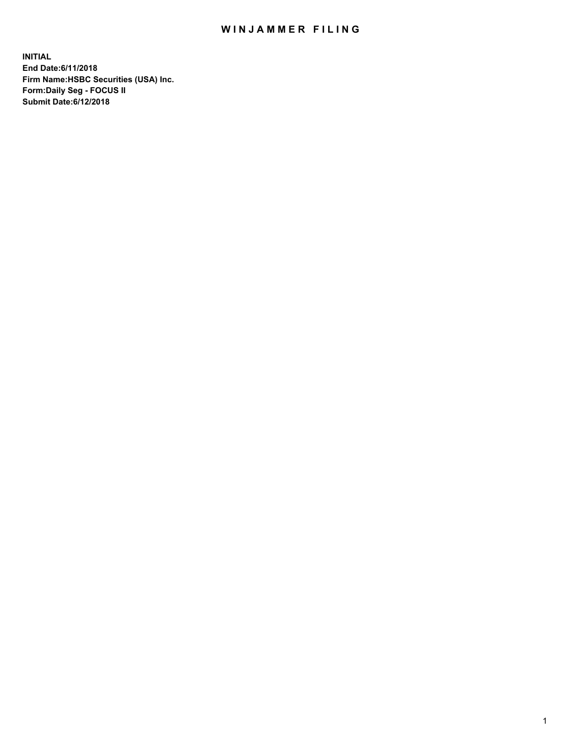# WINJAMMER FILING

**INITIAL**
**End Date:6/11/2018**
**Firm Name:HSBC Securities (USA) Inc.**
**Form:Daily Seg - FOCUS II**
**Submit Date:6/12/2018**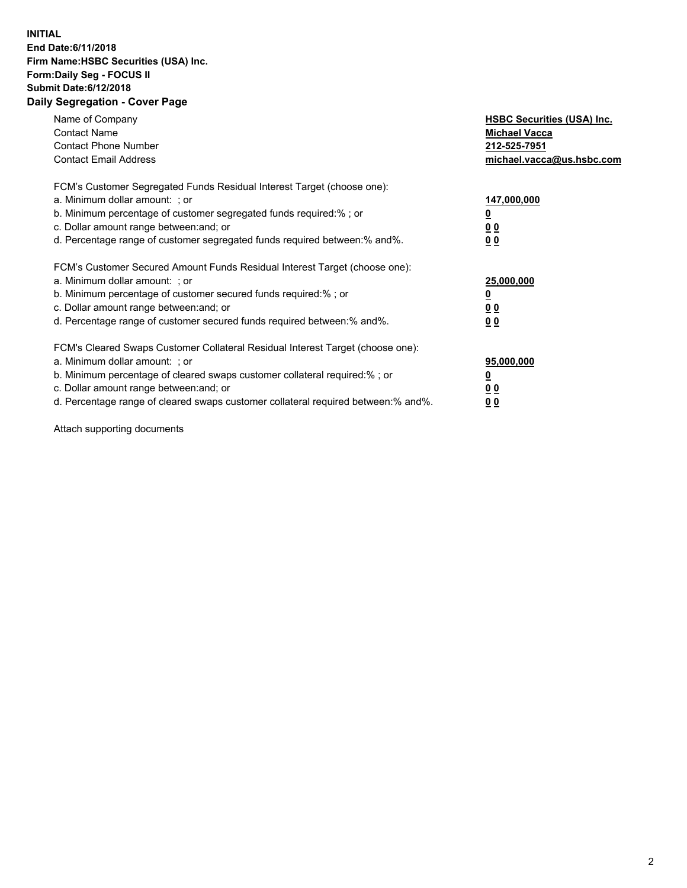**INITIAL**
**End Date:6/11/2018**
**Firm Name:HSBC Securities (USA) Inc.**
**Form:Daily Seg - FOCUS II**
**Submit Date:6/12/2018**
**Daily Segregation - Cover Page**

| | |
|---|---|
| Name of Company | **HSBC Securities (USA) Inc.** |
| Contact Name | **Michael Vacca** |
| Contact Phone Number | **212-525-7951** |
| Contact Email Address | **michael.vacca@us.hsbc.com** |

FCM's Customer Segregated Funds Residual Interest Target (choose one):

| | |
|---|---|
| a. Minimum dollar amount: ; or | **147,000,000** |
| b. Minimum percentage of customer segregated funds required:% ; or | **0** |
| c. Dollar amount range between:and; or | **0 0** |
| d. Percentage range of customer segregated funds required between:% and%. | **0 0** |

FCM's Customer Secured Amount Funds Residual Interest Target (choose one):

| | |
|---|---|
| a. Minimum dollar amount: ; or | **25,000,000** |
| b. Minimum percentage of customer secured funds required:% ; or | **0** |
| c. Dollar amount range between:and; or | **0 0** |
| d. Percentage range of customer secured funds required between:% and%. | **0 0** |

FCM's Cleared Swaps Customer Collateral Residual Interest Target (choose one):

| | |
|---|---|
| a. Minimum dollar amount: ; or | **95,000,000** |
| b. Minimum percentage of cleared swaps customer collateral required:% ; or | **0** |
| c. Dollar amount range between:and; or | **0 0** |
| d. Percentage range of cleared swaps customer collateral required between:% and%. | **0 0** |

Attach supporting documents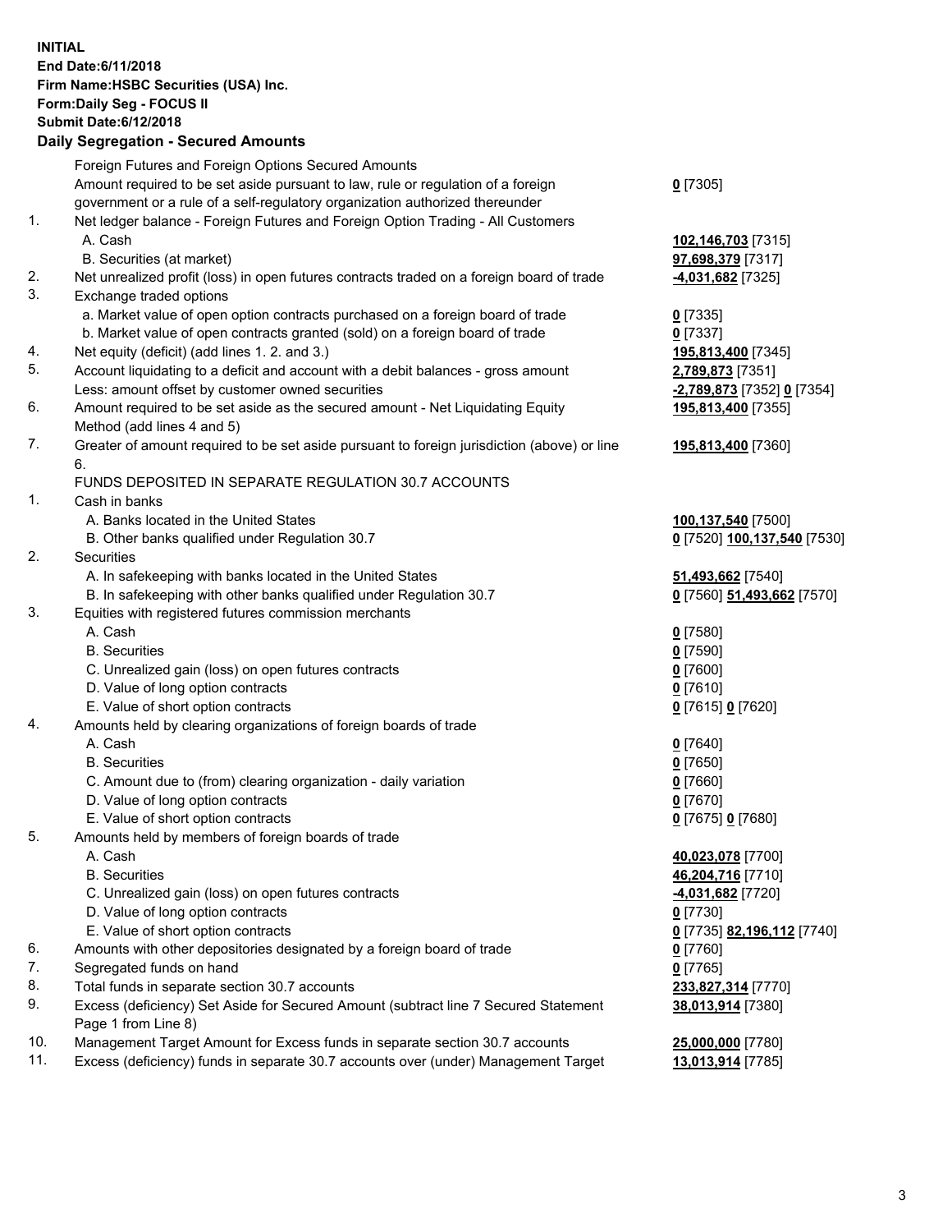**INITIAL**
**End Date:6/11/2018**
**Firm Name:HSBC Securities (USA) Inc.**
**Form:Daily Seg - FOCUS II**
**Submit Date:6/12/2018**

## Daily Segregation - Secured Amounts

| | | |
|---|---|---|
| | Foreign Futures and Foreign Options Secured Amounts | |
| | Amount required to be set aside pursuant to law, rule or regulation of a foreign government or a rule of a self-regulatory organization authorized thereunder | **0** [7305] |
| 1. | Net ledger balance - Foreign Futures and Foreign Option Trading - All Customers | |
| | A. Cash | **102,146,703** [7315] |
| | B. Securities (at market) | **97,698,379** [7317] |
| 2. | Net unrealized profit (loss) in open futures contracts traded on a foreign board of trade | **-4,031,682** [7325] |
| 3. | Exchange traded options | |
| | a. Market value of open option contracts purchased on a foreign board of trade | **0** [7335] |
| | b. Market value of open contracts granted (sold) on a foreign board of trade | **0** [7337] |
| 4. | Net equity (deficit) (add lines 1. 2. and 3.) | **195,813,400** [7345] |
| 5. | Account liquidating to a deficit and account with a debit balances - gross amount | **2,789,873** [7351] |
| | Less: amount offset by customer owned securities | **-2,789,873** [7352] **0** [7354] |
| 6. | Amount required to be set aside as the secured amount - Net Liquidating Equity Method (add lines 4 and 5) | **195,813,400** [7355] |
| 7. | Greater of amount required to be set aside pursuant to foreign jurisdiction (above) or line 6. | **195,813,400** [7360] |
| | FUNDS DEPOSITED IN SEPARATE REGULATION 30.7 ACCOUNTS | |
| 1. | Cash in banks | |
| | A. Banks located in the United States | **100,137,540** [7500] |
| | B. Other banks qualified under Regulation 30.7 | **0** [7520] **100,137,540** [7530] |
| 2. | Securities | |
| | A. In safekeeping with banks located in the United States | **51,493,662** [7540] |
| | B. In safekeeping with other banks qualified under Regulation 30.7 | **0** [7560] **51,493,662** [7570] |
| 3. | Equities with registered futures commission merchants | |
| | A. Cash | **0** [7580] |
| | B. Securities | **0** [7590] |
| | C. Unrealized gain (loss) on open futures contracts | **0** [7600] |
| | D. Value of long option contracts | **0** [7610] |
| | E. Value of short option contracts | **0** [7615] **0** [7620] |
| 4. | Amounts held by clearing organizations of foreign boards of trade | |
| | A. Cash | **0** [7640] |
| | B. Securities | **0** [7650] |
| | C. Amount due to (from) clearing organization - daily variation | **0** [7660] |
| | D. Value of long option contracts | **0** [7670] |
| | E. Value of short option contracts | **0** [7675] **0** [7680] |
| 5. | Amounts held by members of foreign boards of trade | |
| | A. Cash | **40,023,078** [7700] |
| | B. Securities | **46,204,716** [7710] |
| | C. Unrealized gain (loss) on open futures contracts | **-4,031,682** [7720] |
| | D. Value of long option contracts | **0** [7730] |
| | E. Value of short option contracts | **0** [7735] **82,196,112** [7740] |
| 6. | Amounts with other depositories designated by a foreign board of trade | **0** [7760] |
| 7. | Segregated funds on hand | **0** [7765] |
| 8. | Total funds in separate section 30.7 accounts | **233,827,314** [7770] |
| 9. | Excess (deficiency) Set Aside for Secured Amount (subtract line 7 Secured Statement Page 1 from Line 8) | **38,013,914** [7380] |
| 10. | Management Target Amount for Excess funds in separate section 30.7 accounts | **25,000,000** [7780] |
| 11. | Excess (deficiency) funds in separate 30.7 accounts over (under) Management Target | **13,013,914** [7785] |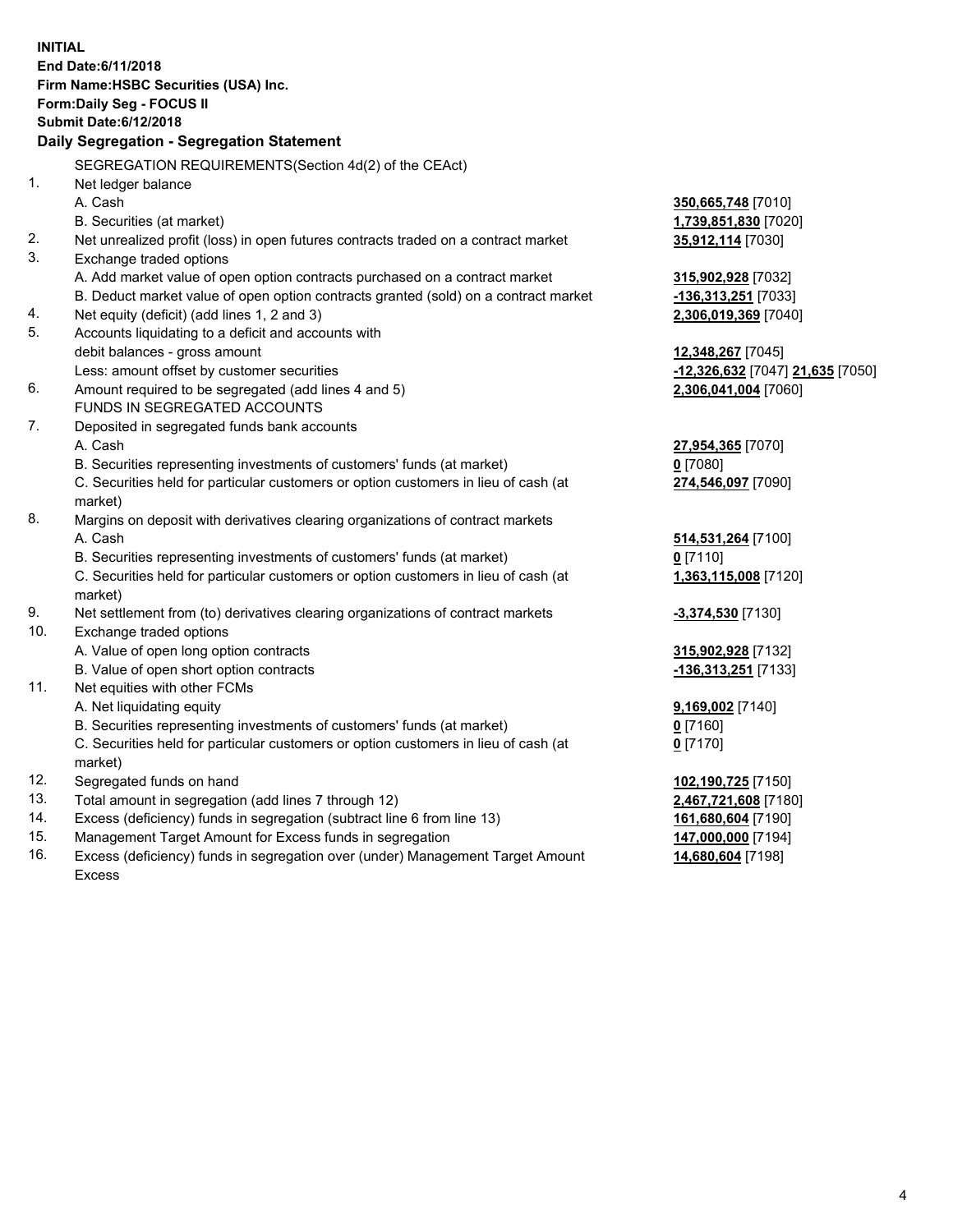**INITIAL**
**End Date:6/11/2018**
**Firm Name:HSBC Securities (USA) Inc.**
**Form:Daily Seg - FOCUS II**
**Submit Date:6/12/2018**

**Daily Segregation - Segregation Statement**

SEGREGATION REQUIREMENTS(Section 4d(2) of the CEAct)

| | | |
|---|---|---|
| 1. | Net ledger balance | |
| | A. Cash | 350,665,748 [7010] |
| | B. Securities (at market) | 1,739,851,830 [7020] |
| 2. | Net unrealized profit (loss) in open futures contracts traded on a contract market | 35,912,114 [7030] |
| 3. | Exchange traded options | |
| | A. Add market value of open option contracts purchased on a contract market | 315,902,928 [7032] |
| | B. Deduct market value of open option contracts granted (sold) on a contract market | -136,313,251 [7033] |
| 4. | Net equity (deficit) (add lines 1, 2 and 3) | 2,306,019,369 [7040] |
| 5. | Accounts liquidating to a deficit and accounts with debit balances - gross amount | 12,348,267 [7045] |
| | Less: amount offset by customer securities | -12,326,632 [7047] 21,635 [7050] |
| 6. | Amount required to be segregated (add lines 4 and 5) | 2,306,041,004 [7060] |
| | FUNDS IN SEGREGATED ACCOUNTS | |
| 7. | Deposited in segregated funds bank accounts | |
| | A. Cash | 27,954,365 [7070] |
| | B. Securities representing investments of customers' funds (at market) | 0 [7080] |
| | C. Securities held for particular customers or option customers in lieu of cash (at market) | 274,546,097 [7090] |
| 8. | Margins on deposit with derivatives clearing organizations of contract markets | |
| | A. Cash | 514,531,264 [7100] |
| | B. Securities representing investments of customers' funds (at market) | 0 [7110] |
| | C. Securities held for particular customers or option customers in lieu of cash (at market) | 1,363,115,008 [7120] |
| 9. | Net settlement from (to) derivatives clearing organizations of contract markets | -3,374,530 [7130] |
| 10. | Exchange traded options | |
| | A. Value of open long option contracts | 315,902,928 [7132] |
| | B. Value of open short option contracts | -136,313,251 [7133] |
| 11. | Net equities with other FCMs | |
| | A. Net liquidating equity | 9,169,002 [7140] |
| | B. Securities representing investments of customers' funds (at market) | 0 [7160] |
| | C. Securities held for particular customers or option customers in lieu of cash (at market) | 0 [7170] |
| 12. | Segregated funds on hand | 102,190,725 [7150] |
| 13. | Total amount in segregation (add lines 7 through 12) | 2,467,721,608 [7180] |
| 14. | Excess (deficiency) funds in segregation (subtract line 6 from line 13) | 161,680,604 [7190] |
| 15. | Management Target Amount for Excess funds in segregation | 147,000,000 [7194] |
| 16. | Excess (deficiency) funds in segregation over (under) Management Target Amount Excess | 14,680,604 [7198] |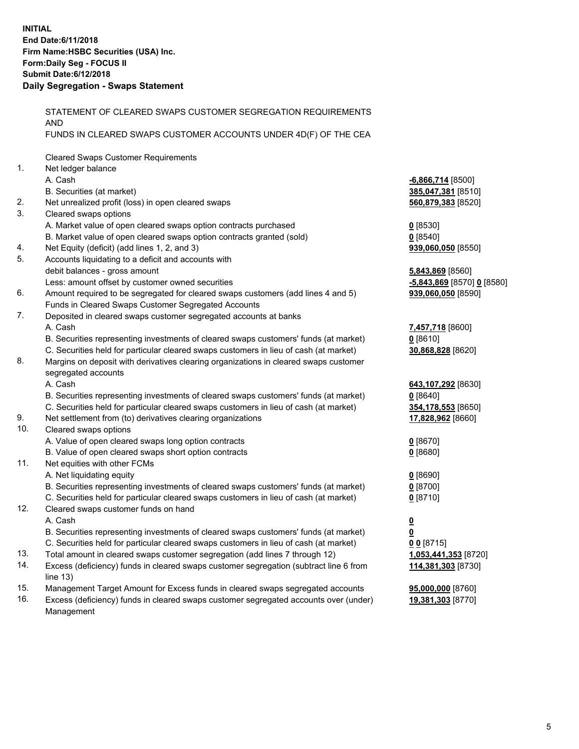**INITIAL**
**End Date:6/11/2018**
**Firm Name:HSBC Securities (USA) Inc.**
**Form:Daily Seg - FOCUS II**
**Submit Date:6/12/2018**
**Daily Segregation - Swaps Statement**

STATEMENT OF CLEARED SWAPS CUSTOMER SEGREGATION REQUIREMENTS AND FUNDS IN CLEARED SWAPS CUSTOMER ACCOUNTS UNDER 4D(F) OF THE CEA

| | | |
|---|---|---|
| | Cleared Swaps Customer Requirements | |
| 1. | Net ledger balance | |
| | A. Cash | **-6,866,714** [8500] |
| | B. Securities (at market) | **385,047,381** [8510] |
| 2. | Net unrealized profit (loss) in open cleared swaps | **560,879,383** [8520] |
| 3. | Cleared swaps options | |
| | A. Market value of open cleared swaps option contracts purchased | **0** [8530] |
| | B. Market value of open cleared swaps option contracts granted (sold) | **0** [8540] |
| 4. | Net Equity (deficit) (add lines 1, 2, and 3) | **939,060,050** [8550] |
| 5. | Accounts liquidating to a deficit and accounts with debit balances - gross amount | **5,843,869** [8560] |
| | Less: amount offset by customer owned securities | **-5,843,869** [8570] **0** [8580] |
| 6. | Amount required to be segregated for cleared swaps customers (add lines 4 and 5) | **939,060,050** [8590] |
| | Funds in Cleared Swaps Customer Segregated Accounts | |
| 7. | Deposited in cleared swaps customer segregated accounts at banks | |
| | A. Cash | **7,457,718** [8600] |
| | B. Securities representing investments of cleared swaps customers' funds (at market) | **0** [8610] |
| | C. Securities held for particular cleared swaps customers in lieu of cash (at market) | **30,868,828** [8620] |
| 8. | Margins on deposit with derivatives clearing organizations in cleared swaps customer segregated accounts | |
| | A. Cash | **643,107,292** [8630] |
| | B. Securities representing investments of cleared swaps customers' funds (at market) | **0** [8640] |
| | C. Securities held for particular cleared swaps customers in lieu of cash (at market) | **354,178,553** [8650] |
| 9. | Net settlement from (to) derivatives clearing organizations | **17,828,962** [8660] |
| 10. | Cleared swaps options | |
| | A. Value of open cleared swaps long option contracts | **0** [8670] |
| | B. Value of open cleared swaps short option contracts | **0** [8680] |
| 11. | Net equities with other FCMs | |
| | A. Net liquidating equity | **0** [8690] |
| | B. Securities representing investments of cleared swaps customers' funds (at market) | **0** [8700] |
| | C. Securities held for particular cleared swaps customers in lieu of cash (at market) | **0** [8710] |
| 12. | Cleared swaps customer funds on hand | |
| | A. Cash | **0** |
| | B. Securities representing investments of cleared swaps customers' funds (at market) | **0** |
| | C. Securities held for particular cleared swaps customers in lieu of cash (at market) | **0** **0** [8715] |
| 13. | Total amount in cleared swaps customer segregation (add lines 7 through 12) | **1,053,441,353** [8720] |
| 14. | Excess (deficiency) funds in cleared swaps customer segregation (subtract line 6 from line 13) | **114,381,303** [8730] |
| 15. | Management Target Amount for Excess funds in cleared swaps segregated accounts | **95,000,000** [8760] |
| 16. | Excess (deficiency) funds in cleared swaps customer segregated accounts over (under) Management | **19,381,303** [8770] |